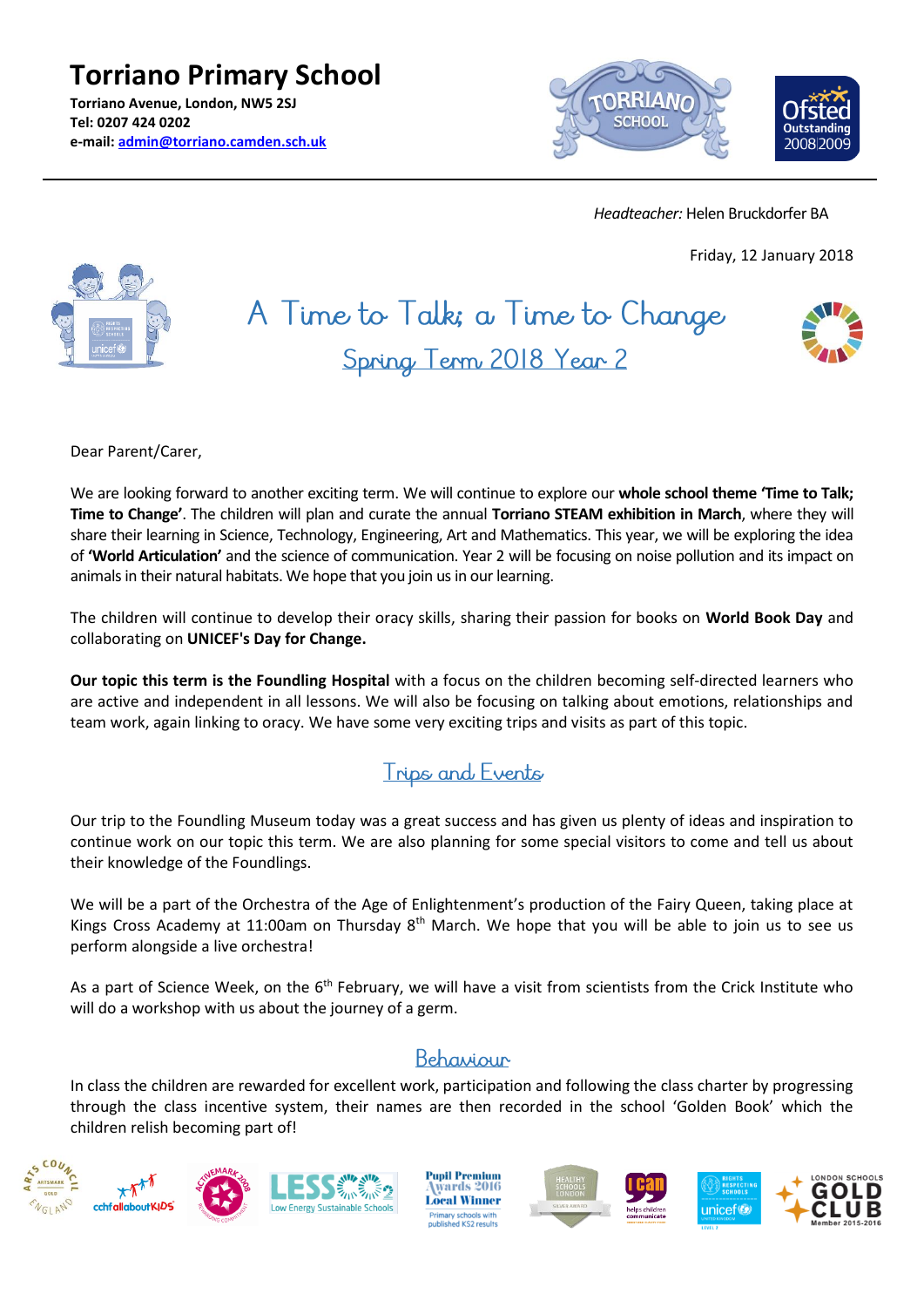# Torriano Primary School

**Torriano Avenue, London, NW5 2SJ**
**Tel: 0207 424 0202**
**e-mail: admin@torriano.camden.sch.uk**

*Headteacher:* Helen Bruckdorfer BA

Friday, 12 January 2018

## A Time to Talk; a Time to Change

## Spring Term 2018 Year 2

Dear Parent/Carer,

We are looking forward to another exciting term. We will continue to explore our **whole school theme 'Time to Talk; Time to Change'**. The children will plan and curate the annual **Torriano STEAM exhibition in March**, where they will share their learning in Science, Technology, Engineering, Art and Mathematics. This year, we will be exploring the idea of **'World Articulation'** and the science of communication. Year 2 will be focusing on noise pollution and its impact on animals in their natural habitats. We hope that you join us in our learning.

The children will continue to develop their oracy skills, sharing their passion for books on **World Book Day** and collaborating on **UNICEF's Day for Change.**

**Our topic this term is the Foundling Hospital** with a focus on the children becoming self-directed learners who are active and independent in all lessons. We will also be focusing on talking about emotions, relationships and team work, again linking to oracy. We have some very exciting trips and visits as part of this topic.

### Trips and Events

Our trip to the Foundling Museum today was a great success and has given us plenty of ideas and inspiration to continue work on our topic this term. We are also planning for some special visitors to come and tell us about their knowledge of the Foundlings.

We will be a part of the Orchestra of the Age of Enlightenment's production of the Fairy Queen, taking place at Kings Cross Academy at 11:00am on Thursday 8th March. We hope that you will be able to join us to see us perform alongside a live orchestra!

As a part of Science Week, on the 6th February, we will have a visit from scientists from the Crick Institute who will do a workshop with us about the journey of a germ.

### Behaviour

In class the children are rewarded for excellent work, participation and following the class charter by progressing through the class incentive system, their names are then recorded in the school 'Golden Book' which the children relish becoming part of!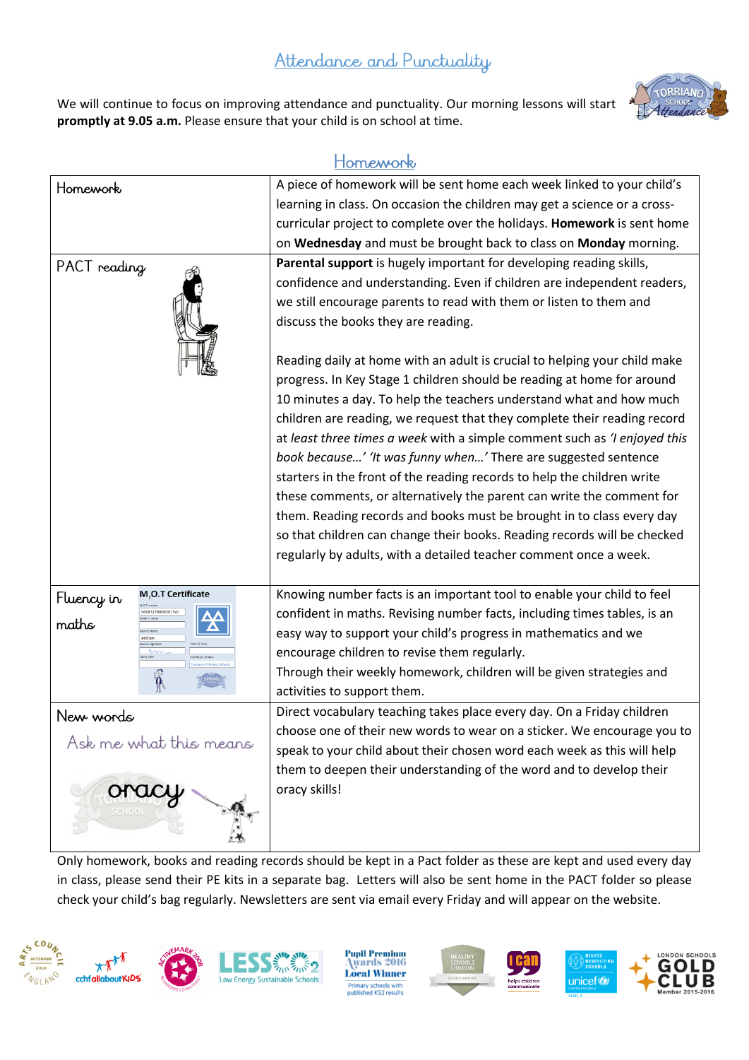## Attendance and Punctuality

We will continue to focus on improving attendance and punctuality. Our morning lessons will start **promptly at 9.05 a.m.** Please ensure that your child is on school at time.

## Homework

| | |
|---|---|
| Homework | A piece of homework will be sent home each week linked to your child's learning in class. On occasion the children may get a science or a cross-curricular project to complete over the holidays. **Homework** is sent home on **Wednesday** and must be brought back to class on **Monday** morning. |
| PACT reading | **Parental support** is hugely important for developing reading skills, confidence and understanding. Even if children are independent readers, we still encourage parents to read with them or listen to them and discuss the books they are reading.<br><br>Reading daily at home with an adult is crucial to helping your child make progress. In Key Stage 1 children should be reading at home for around 10 minutes a day. To help the teachers understand what and how much children are reading, we request that they complete their reading record at *least three times a week* with a simple comment such as *'I enjoyed this book because…' 'It was funny when…'* There are suggested sentence starters in the front of the reading records to help the children write these comments, or alternatively the parent can write the comment for them. Reading records and books must be brought in to class every day so that children can change their books. Reading records will be checked regularly by adults, with a detailed teacher comment once a week. |
| Fluency in maths<br><br>M.O.T Certificate | Knowing number facts is an important tool to enable your child to feel confident in maths. Revising number facts, including times tables, is an easy way to support your child's progress in mathematics and we encourage children to revise them regularly.<br>Through their weekly homework, children will be given strategies and activities to support them. |
| New words<br><br>Ask me what this means<br><br>oracy | Direct vocabulary teaching takes place every day. On a Friday children choose one of their new words to wear on a sticker. We encourage you to speak to your child about their chosen word each week as this will help them to deepen their understanding of the word and to develop their oracy skills! |

Only homework, books and reading records should be kept in a Pact folder as these are kept and used every day in class, please send their PE kits in a separate bag. Letters will also be sent home in the PACT folder so please check your child's bag regularly. Newsletters are sent via email every Friday and will appear on the website.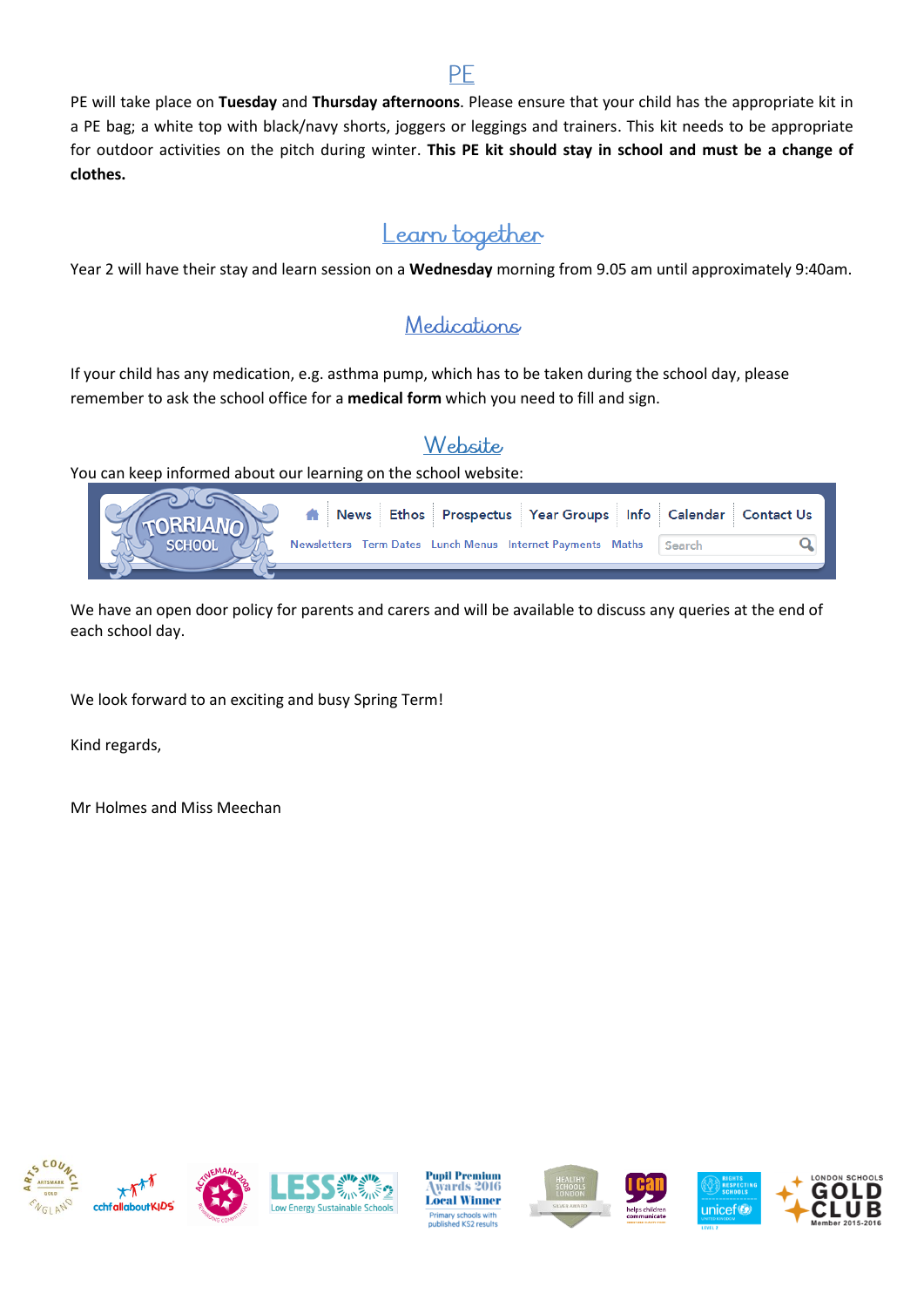## PE

PE will take place on **Tuesday** and **Thursday afternoons**. Please ensure that your child has the appropriate kit in a PE bag; a white top with black/navy shorts, joggers or leggings and trainers. This kit needs to be appropriate for outdoor activities on the pitch during winter. **This PE kit should stay in school and must be a change of clothes.**

## Learn together

Year 2 will have their stay and learn session on a **Wednesday** morning from 9.05 am until approximately 9:40am.

## Medications

If your child has any medication, e.g. asthma pump, which has to be taken during the school day, please remember to ask the school office for a **medical form** which you need to fill and sign.

## Website

You can keep informed about our learning on the school website:

We have an open door policy for parents and carers and will be available to discuss any queries at the end of each school day.

We look forward to an exciting and busy Spring Term!

Kind regards,

Mr Holmes and Miss Meechan